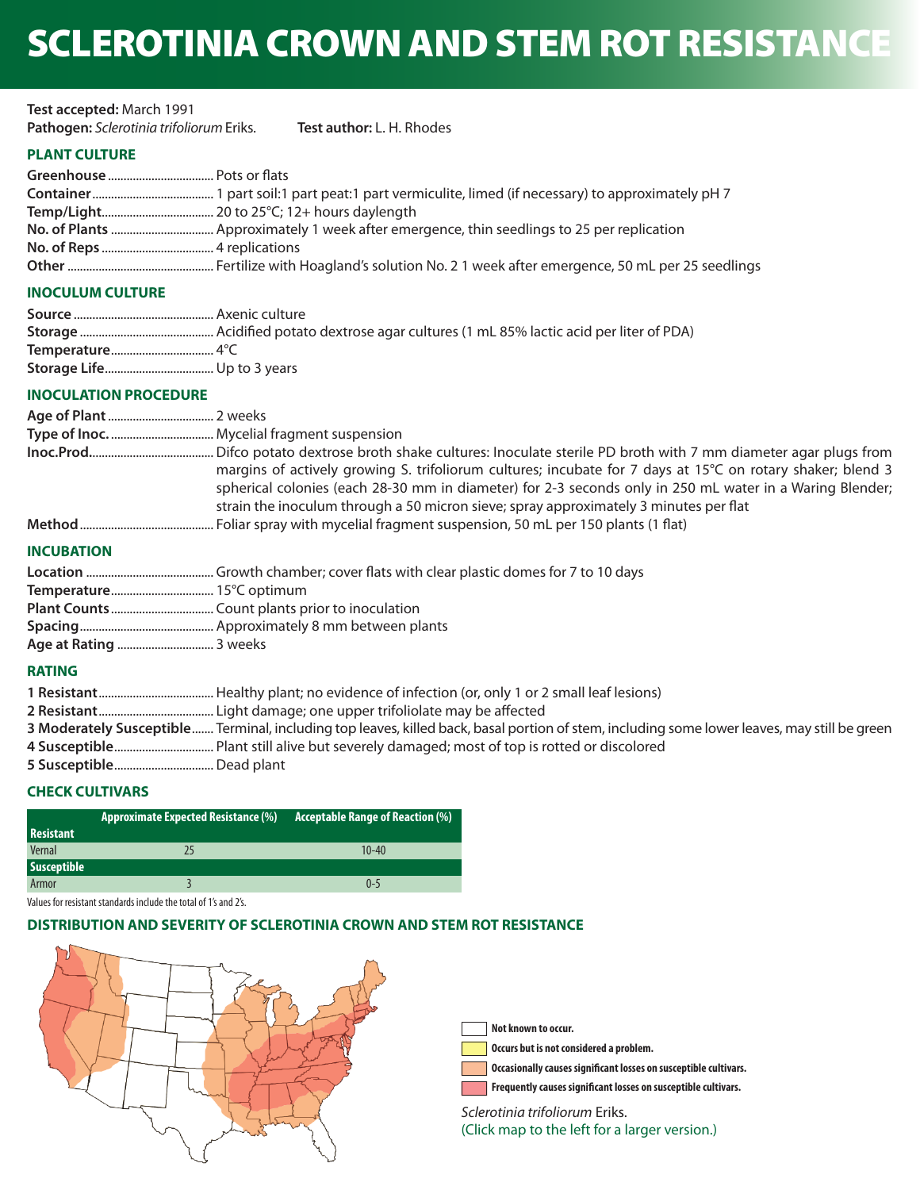# SCLEROTINIA CROWN AND STEM ROT RESISTANCE

**Test accepted:** March 1991
**Pathogen:** *Sclerotinia trifoliorum* Eriks. **Test author:** L. H. Rhodes

## PLANT CULTURE

**Greenhouse** .................................. Pots or flats
**Container** ........................................ 1 part soil:1 part peat:1 part vermiculite, limed (if necessary) to approximately pH 7
**Temp/Light** .................................... 20 to 25°C; 12+ hours daylength
**No. of Plants** ................................. Approximately 1 week after emergence, thin seedlings to 25 per replication
**No. of Reps** .................................... 4 replications
**Other** ............................................... Fertilize with Hoagland's solution No. 2 1 week after emergence, 50 mL per 25 seedlings

## INOCULUM CULTURE

**Source** ............................................. Axenic culture
**Storage** ........................................... Acidified potato dextrose agar cultures (1 mL 85% lactic acid per liter of PDA)
**Temperature** ................................. 4°C
**Storage Life** ................................... Up to 3 years

## INOCULATION PROCEDURE

**Age of Plant** .................................. 2 weeks
**Type of Inoc.** ................................. Mycelial fragment suspension
**Inoc.Prod.** ........................................ Difco potato dextrose broth shake cultures: Inoculate sterile PD broth with 7 mm diameter agar plugs from margins of actively growing S. trifoliorum cultures; incubate for 7 days at 15°C on rotary shaker; blend 3 spherical colonies (each 28-30 mm in diameter) for 2-3 seconds only in 250 mL water in a Waring Blender; strain the inoculum through a 50 micron sieve; spray approximately 3 minutes per flat
**Method** ........................................... Foliar spray with mycelial fragment suspension, 50 mL per 150 plants (1 flat)

## INCUBATION

**Location** .......................................... Growth chamber; cover flats with clear plastic domes for 7 to 10 days
**Temperature** ................................. 15°C optimum
**Plant Counts** ................................. Count plants prior to inoculation
**Spacing** ........................................... Approximately 8 mm between plants
**Age at Rating** ................................ 3 weeks

## RATING

**1 Resistant** ..................................... Healthy plant; no evidence of infection (or, only 1 or 2 small leaf lesions)
**2 Resistant** ..................................... Light damage; one upper trifoliolate may be affected
**3 Moderately Susceptible** ....... Terminal, including top leaves, killed back, basal portion of stem, including some lower leaves, may still be green
**4 Susceptible** ................................ Plant still alive but severely damaged; most of top is rotted or discolored
**5 Susceptible** ................................ Dead plant

## CHECK CULTIVARS

| | Approximate Expected Resistance (%) | Acceptable Range of Reaction (%) |
|---|---|---|
| **Resistant** | | |
| Vernal | 25 | 10-40 |
| **Susceptible** | | |
| Armor | 3 | 0-5 |

Values for resistant standards include the total of 1's and 2's.

## DISTRIBUTION AND SEVERITY OF SCLEROTINIA CROWN AND STEM ROT RESISTANCE

- Not known to occur.
- Occurs but is not considered a problem.
- Occasionally causes significant losses on susceptible cultivars.
- Frequently causes significant losses on susceptible cultivars.

*Sclerotinia trifoliorum* Eriks.
(Click map to the left for a larger version.)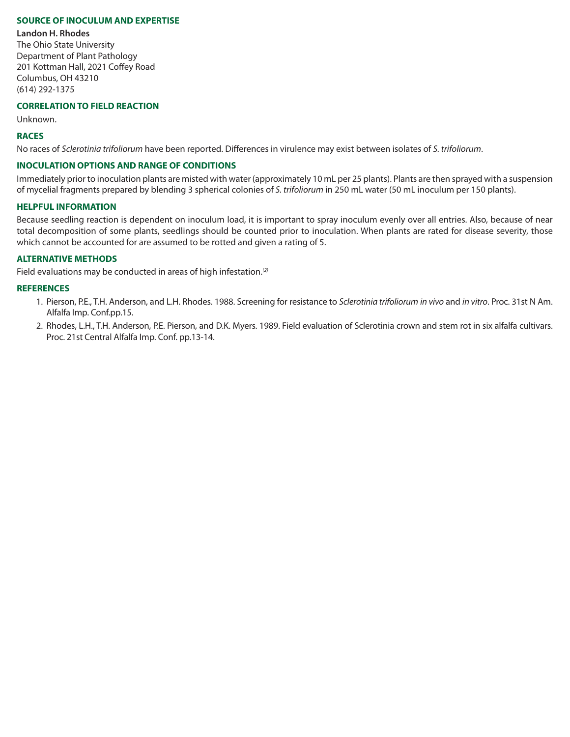## SOURCE OF INOCULUM AND EXPERTISE

**Landon H. Rhodes**
The Ohio State University
Department of Plant Pathology
201 Kottman Hall, 2021 Coffey Road
Columbus, OH 43210
(614) 292-1375

## CORRELATION TO FIELD REACTION

Unknown.

## RACES

No races of *Sclerotinia trifoliorum* have been reported. Differences in virulence may exist between isolates of *S. trifoliorum*.

## INOCULATION OPTIONS AND RANGE OF CONDITIONS

Immediately prior to inoculation plants are misted with water (approximately 10 mL per 25 plants). Plants are then sprayed with a suspension of mycelial fragments prepared by blending 3 spherical colonies of *S. trifoliorum* in 250 mL water (50 mL inoculum per 150 plants).

## HELPFUL INFORMATION

Because seedling reaction is dependent on inoculum load, it is important to spray inoculum evenly over all entries. Also, because of near total decomposition of some plants, seedlings should be counted prior to inoculation. When plants are rated for disease severity, those which cannot be accounted for are assumed to be rotted and given a rating of 5.

## ALTERNATIVE METHODS

Field evaluations may be conducted in areas of high infestation.[2]

## REFERENCES

1. Pierson, P.E., T.H. Anderson, and L.H. Rhodes. 1988. Screening for resistance to *Sclerotinia trifoliorum in vivo* and *in vitro*. Proc. 31st N Am. Alfalfa Imp. Conf.pp.15.
2. Rhodes, L.H., T.H. Anderson, P.E. Pierson, and D.K. Myers. 1989. Field evaluation of Sclerotinia crown and stem rot in six alfalfa cultivars. Proc. 21st Central Alfalfa Imp. Conf. pp.13-14.